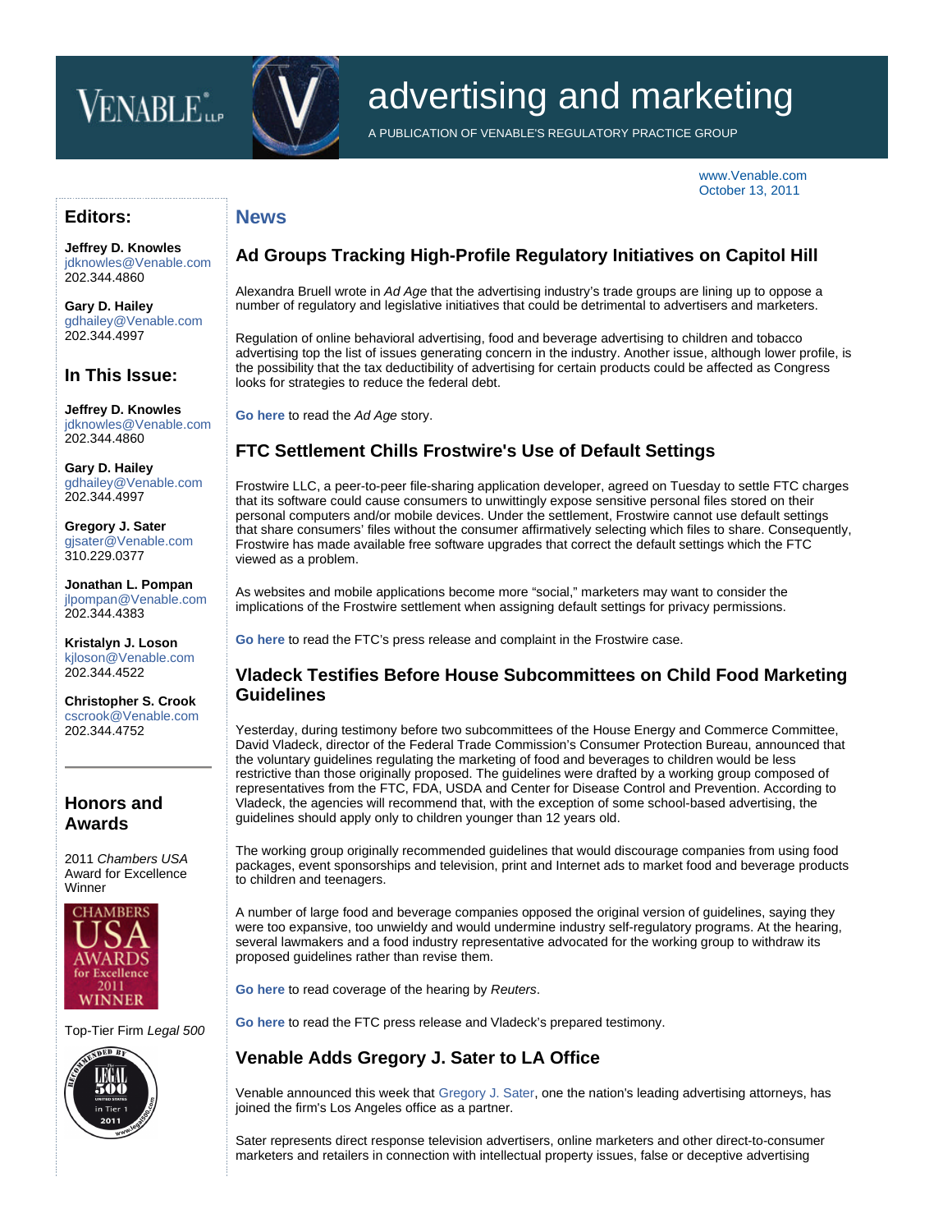# advertising and marketing

A PUBLICATION OF VENABLE'S REGULATORY PRACTICE GROUP

www.Venable.com
October 13, 2011

## Editors:

**Jeffrey D. Knowles**
jdknowles@Venable.com
202.344.4860

**Gary D. Hailey**
gdhailey@Venable.com
202.344.4997

## In This Issue:

**Jeffrey D. Knowles**
jdknowles@Venable.com
202.344.4860

**Gary D. Hailey**
gdhailey@Venable.com
202.344.4997

**Gregory J. Sater**
gjsater@Venable.com
310.229.0377

**Jonathan L. Pompan**
jlpompan@Venable.com
202.344.4383

**Kristalyn J. Loson**
kjloson@Venable.com
202.344.4522

**Christopher S. Crook**
cscrook@Venable.com
202.344.4752

## Honors and Awards

2011 *Chambers USA* Award for Excellence Winner

Top-Tier Firm *Legal 500*

## News

### Ad Groups Tracking High-Profile Regulatory Initiatives on Capitol Hill

Alexandra Bruell wrote in *Ad Age* that the advertising industry's trade groups are lining up to oppose a number of regulatory and legislative initiatives that could be detrimental to advertisers and marketers.

Regulation of online behavioral advertising, food and beverage advertising to children and tobacco advertising top the list of issues generating concern in the industry. Another issue, although lower profile, is the possibility that the tax deductibility of advertising for certain products could be affected as Congress looks for strategies to reduce the federal debt.

**Go here** to read the *Ad Age* story.

### FTC Settlement Chills Frostwire's Use of Default Settings

Frostwire LLC, a peer-to-peer file-sharing application developer, agreed on Tuesday to settle FTC charges that its software could cause consumers to unwittingly expose sensitive personal files stored on their personal computers and/or mobile devices. Under the settlement, Frostwire cannot use default settings that share consumers' files without the consumer affirmatively selecting which files to share. Consequently, Frostwire has made available free software upgrades that correct the default settings which the FTC viewed as a problem.

As websites and mobile applications become more "social," marketers may want to consider the implications of the Frostwire settlement when assigning default settings for privacy permissions.

**Go here** to read the FTC's press release and complaint in the Frostwire case.

### Vladeck Testifies Before House Subcommittees on Child Food Marketing Guidelines

Yesterday, during testimony before two subcommittees of the House Energy and Commerce Committee, David Vladeck, director of the Federal Trade Commission's Consumer Protection Bureau, announced that the voluntary guidelines regulating the marketing of food and beverages to children would be less restrictive than those originally proposed. The guidelines were drafted by a working group composed of representatives from the FTC, FDA, USDA and Center for Disease Control and Prevention. According to Vladeck, the agencies will recommend that, with the exception of some school-based advertising, the guidelines should apply only to children younger than 12 years old.

The working group originally recommended guidelines that would discourage companies from using food packages, event sponsorships and television, print and Internet ads to market food and beverage products to children and teenagers.

A number of large food and beverage companies opposed the original version of guidelines, saying they were too expansive, too unwieldy and would undermine industry self-regulatory programs. At the hearing, several lawmakers and a food industry representative advocated for the working group to withdraw its proposed guidelines rather than revise them.

**Go here** to read coverage of the hearing by *Reuters*.

**Go here** to read the FTC press release and Vladeck's prepared testimony.

### Venable Adds Gregory J. Sater to LA Office

Venable announced this week that Gregory J. Sater, one the nation's leading advertising attorneys, has joined the firm's Los Angeles office as a partner.

Sater represents direct response television advertisers, online marketers and other direct-to-consumer marketers and retailers in connection with intellectual property issues, false or deceptive advertising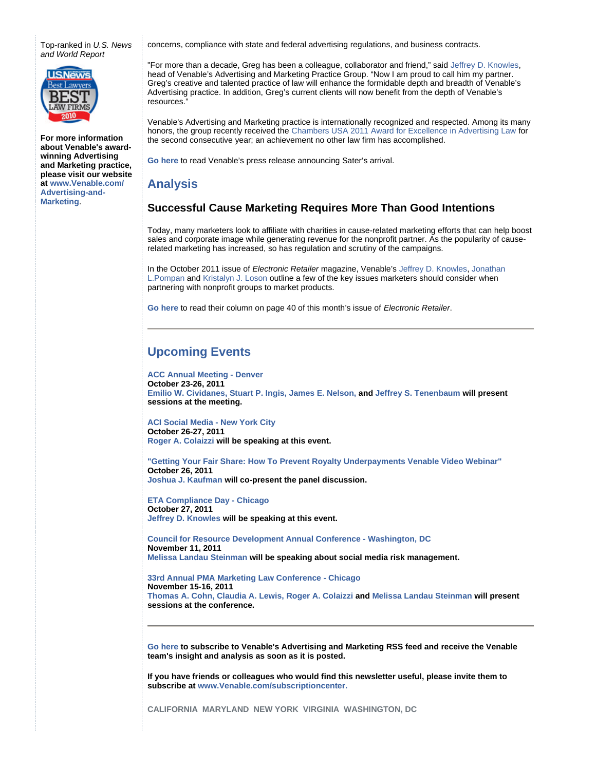Top-ranked in *U.S. News and World Report*

**For more information about Venable's award-winning Advertising and Marketing practice, please visit our website at www.Venable.com/Advertising-and-Marketing.**

concerns, compliance with state and federal advertising regulations, and business contracts.

"For more than a decade, Greg has been a colleague, collaborator and friend," said Jeffrey D. Knowles, head of Venable's Advertising and Marketing Practice Group. "Now I am proud to call him my partner. Greg's creative and talented practice of law will enhance the formidable depth and breadth of Venable's Advertising practice. In addition, Greg's current clients will now benefit from the depth of Venable's resources."

Venable's Advertising and Marketing practice is internationally recognized and respected. Among its many honors, the group recently received the Chambers USA 2011 Award for Excellence in Advertising Law for the second consecutive year; an achievement no other law firm has accomplished.

**Go here** to read Venable's press release announcing Sater's arrival.

## Analysis

### Successful Cause Marketing Requires More Than Good Intentions

Today, many marketers look to affiliate with charities in cause-related marketing efforts that can help boost sales and corporate image while generating revenue for the nonprofit partner. As the popularity of cause-related marketing has increased, so has regulation and scrutiny of the campaigns.

In the October 2011 issue of *Electronic Retailer* magazine, Venable's Jeffrey D. Knowles, Jonathan L.Pompan and Kristalyn J. Loson outline a few of the key issues marketers should consider when partnering with nonprofit groups to market products.

**Go here** to read their column on page 40 of this month's issue of *Electronic Retailer*.

---

## Upcoming Events

**ACC Annual Meeting - Denver**
**October 23-26, 2011**
**Emilio W. Cividanes, Stuart P. Ingis, James E. Nelson, and Jeffrey S. Tenenbaum will present sessions at the meeting.**

**ACI Social Media - New York City**
**October 26-27, 2011**
**Roger A. Colaizzi will be speaking at this event.**

**"Getting Your Fair Share: How To Prevent Royalty Underpayments Venable Video Webinar"**
**October 26, 2011**
**Joshua J. Kaufman will co-present the panel discussion.**

**ETA Compliance Day - Chicago**
**October 27, 2011**
**Jeffrey D. Knowles will be speaking at this event.**

**Council for Resource Development Annual Conference - Washington, DC**
**November 11, 2011**
**Melissa Landau Steinman will be speaking about social media risk management.**

**33rd Annual PMA Marketing Law Conference - Chicago**
**November 15-16, 2011**
**Thomas A. Cohn, Claudia A. Lewis, Roger A. Colaizzi and Melissa Landau Steinman will present sessions at the conference.**

---

**Go here to subscribe to Venable's Advertising and Marketing RSS feed and receive the Venable team's insight and analysis as soon as it is posted.**

**If you have friends or colleagues who would find this newsletter useful, please invite them to subscribe at www.Venable.com/subscriptioncenter.**

**CALIFORNIA MARYLAND NEW YORK VIRGINIA WASHINGTON, DC**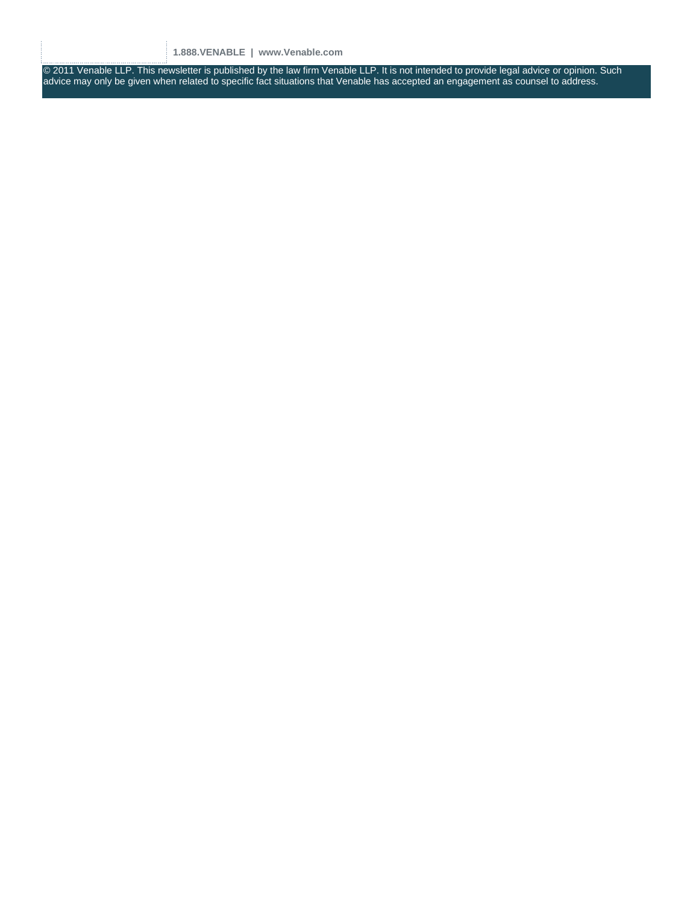**1.888.VENABLE | www.Venable.com**

© 2011 Venable LLP. This newsletter is published by the law firm Venable LLP. It is not intended to provide legal advice or opinion. Such advice may only be given when related to specific fact situations that Venable has accepted an engagement as counsel to address.